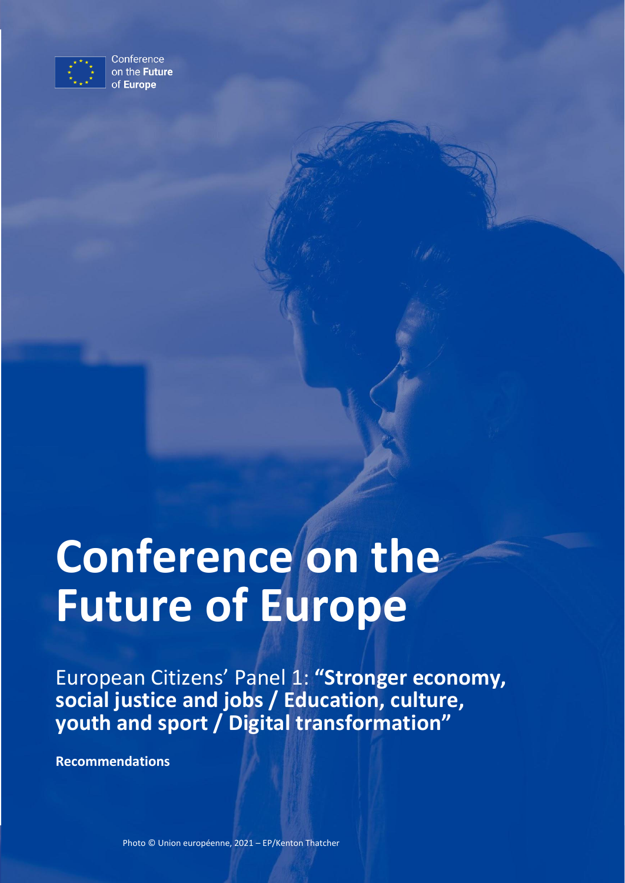Conference on the **Future** of **Europe**

# Conference on the Future of Europe

European Citizens' Panel 1: **"Stronger economy, social justice and jobs / Education, culture, youth and sport / Digital transformation"**

**Recommendations**

Photo © Union européenne, 2021 – EP/Kenton Thatcher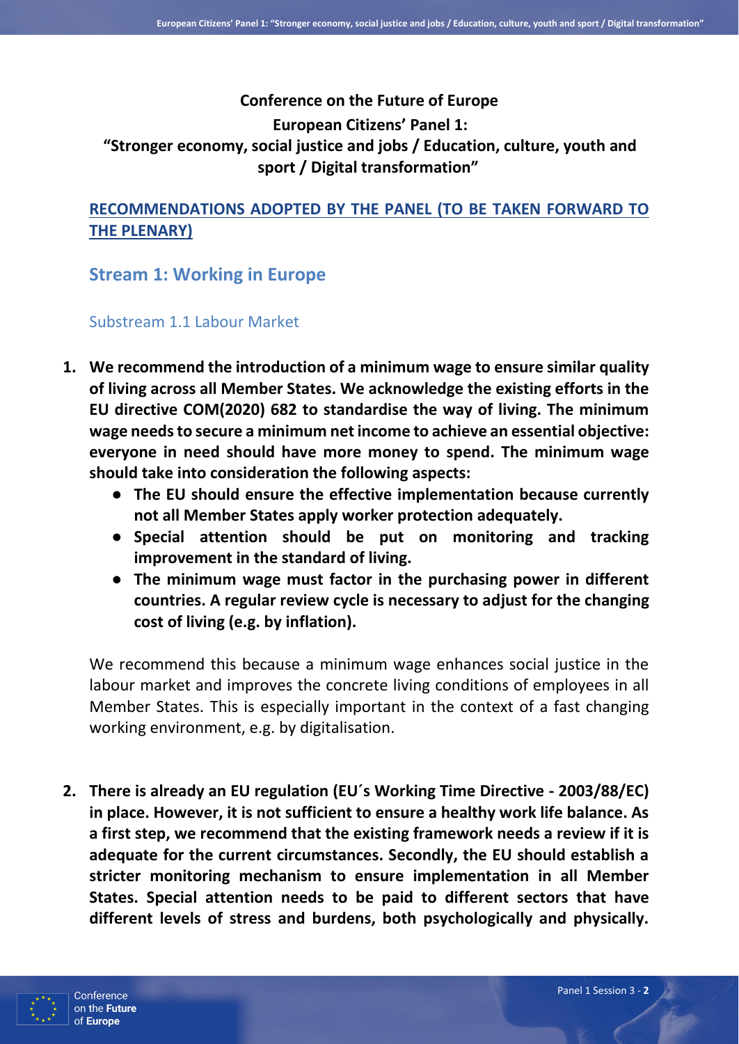# Conference on the Future of Europe
## European Citizens' Panel 1:
## "Stronger economy, social justice and jobs / Education, culture, youth and sport / Digital transformation"

**RECOMMENDATIONS ADOPTED BY THE PANEL (TO BE TAKEN FORWARD TO THE PLENARY)**

## Stream 1: Working in Europe

### Substream 1.1 Labour Market

1. **We recommend the introduction of a minimum wage to ensure similar quality of living across all Member States. We acknowledge the existing efforts in the EU directive COM(2020) 682 to standardise the way of living. The minimum wage needs to secure a minimum net income to achieve an essential objective: everyone in need should have more money to spend. The minimum wage should take into consideration the following aspects:**
   - **The EU should ensure the effective implementation because currently not all Member States apply worker protection adequately.**
   - **Special attention should be put on monitoring and tracking improvement in the standard of living.**
   - **The minimum wage must factor in the purchasing power in different countries. A regular review cycle is necessary to adjust for the changing cost of living (e.g. by inflation).**

   We recommend this because a minimum wage enhances social justice in the labour market and improves the concrete living conditions of employees in all Member States. This is especially important in the context of a fast changing working environment, e.g. by digitalisation.

2. **There is already an EU regulation (EU´s Working Time Directive - 2003/88/EC) in place. However, it is not sufficient to ensure a healthy work life balance. As a first step, we recommend that the existing framework needs a review if it is adequate for the current circumstances. Secondly, the EU should establish a stricter monitoring mechanism to ensure implementation in all Member States. Special attention needs to be paid to different sectors that have different levels of stress and burdens, both psychologically and physically.**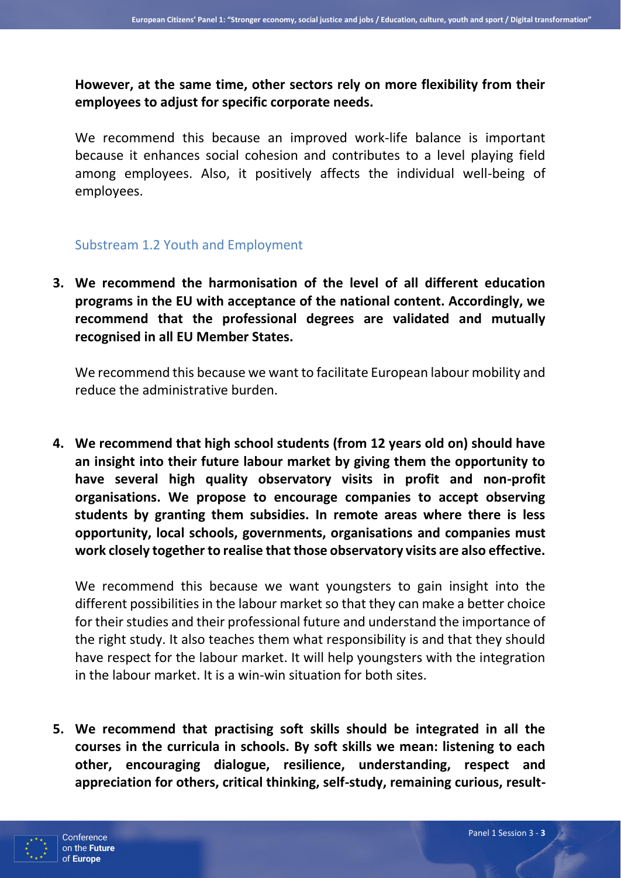**However, at the same time, other sectors rely on more flexibility from their employees to adjust for specific corporate needs.**

We recommend this because an improved work-life balance is important because it enhances social cohesion and contributes to a level playing field among employees. Also, it positively affects the individual well-being of employees.

### Substream 1.2 Youth and Employment

3. **We recommend the harmonisation of the level of all different education programs in the EU with acceptance of the national content. Accordingly, we recommend that the professional degrees are validated and mutually recognised in all EU Member States.**

   We recommend this because we want to facilitate European labour mobility and reduce the administrative burden.

4. **We recommend that high school students (from 12 years old on) should have an insight into their future labour market by giving them the opportunity to have several high quality observatory visits in profit and non-profit organisations. We propose to encourage companies to accept observing students by granting them subsidies. In remote areas where there is less opportunity, local schools, governments, organisations and companies must work closely together to realise that those observatory visits are also effective.**

   We recommend this because we want youngsters to gain insight into the different possibilities in the labour market so that they can make a better choice for their studies and their professional future and understand the importance of the right study. It also teaches them what responsibility is and that they should have respect for the labour market. It will help youngsters with the integration in the labour market. It is a win-win situation for both sites.

5. **We recommend that practising soft skills should be integrated in all the courses in the curricula in schools. By soft skills we mean: listening to each other, encouraging dialogue, resilience, understanding, respect and appreciation for others, critical thinking, self-study, remaining curious, result-**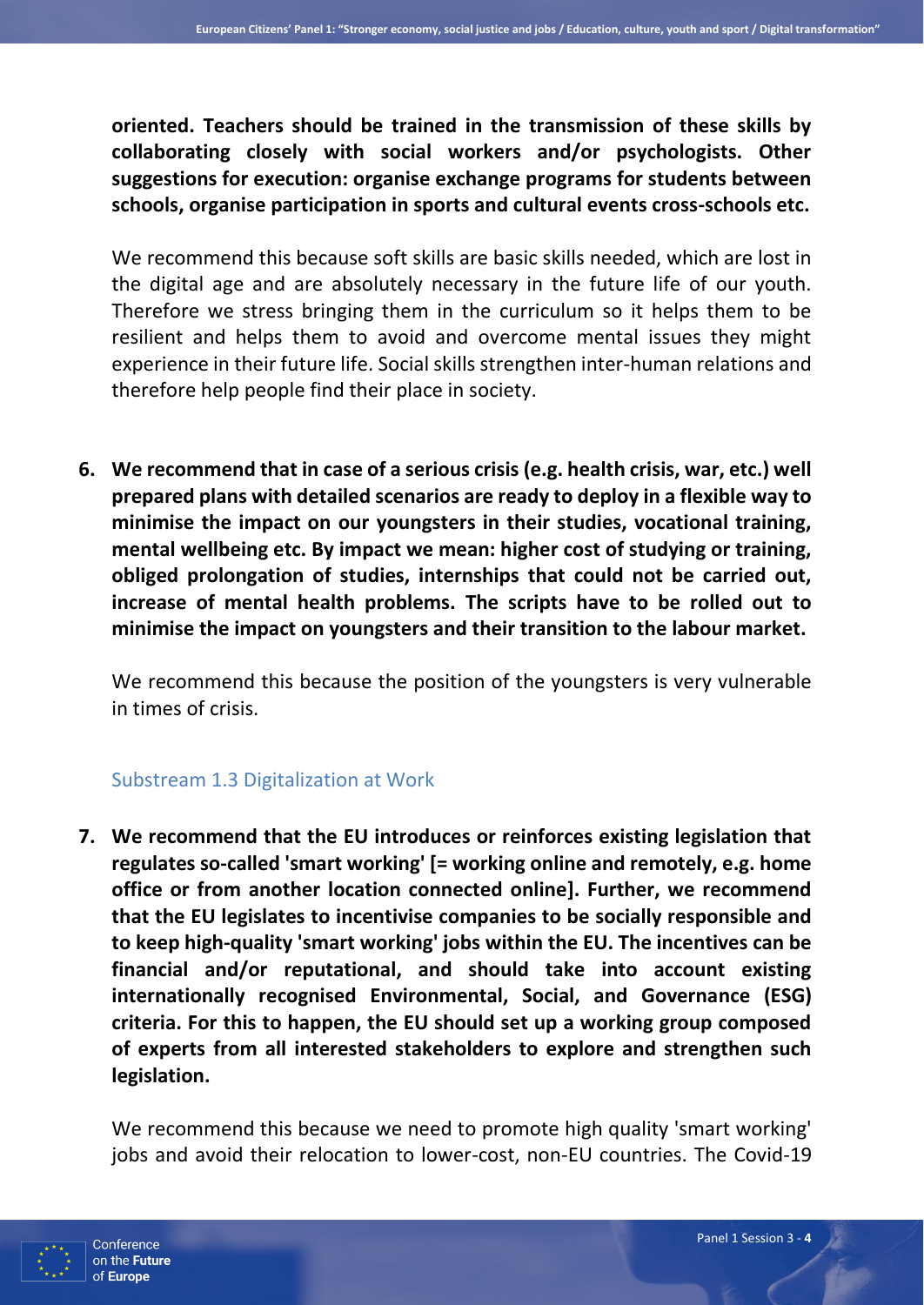**oriented. Teachers should be trained in the transmission of these skills by collaborating closely with social workers and/or psychologists. Other suggestions for execution: organise exchange programs for students between schools, organise participation in sports and cultural events cross-schools etc.**

We recommend this because soft skills are basic skills needed, which are lost in the digital age and are absolutely necessary in the future life of our youth. Therefore we stress bringing them in the curriculum so it helps them to be resilient and helps them to avoid and overcome mental issues they might experience in their future life. Social skills strengthen inter-human relations and therefore help people find their place in society.

6. **We recommend that in case of a serious crisis (e.g. health crisis, war, etc.) well prepared plans with detailed scenarios are ready to deploy in a flexible way to minimise the impact on our youngsters in their studies, vocational training, mental wellbeing etc. By impact we mean: higher cost of studying or training, obliged prolongation of studies, internships that could not be carried out, increase of mental health problems. The scripts have to be rolled out to minimise the impact on youngsters and their transition to the labour market.**

   We recommend this because the position of the youngsters is very vulnerable in times of crisis.

### Substream 1.3 Digitalization at Work

7. **We recommend that the EU introduces or reinforces existing legislation that regulates so-called 'smart working' [= working online and remotely, e.g. home office or from another location connected online]. Further, we recommend that the EU legislates to incentivise companies to be socially responsible and to keep high-quality 'smart working' jobs within the EU. The incentives can be financial and/or reputational, and should take into account existing internationally recognised Environmental, Social, and Governance (ESG) criteria. For this to happen, the EU should set up a working group composed of experts from all interested stakeholders to explore and strengthen such legislation.**

   We recommend this because we need to promote high quality 'smart working' jobs and avoid their relocation to lower-cost, non-EU countries. The Covid-19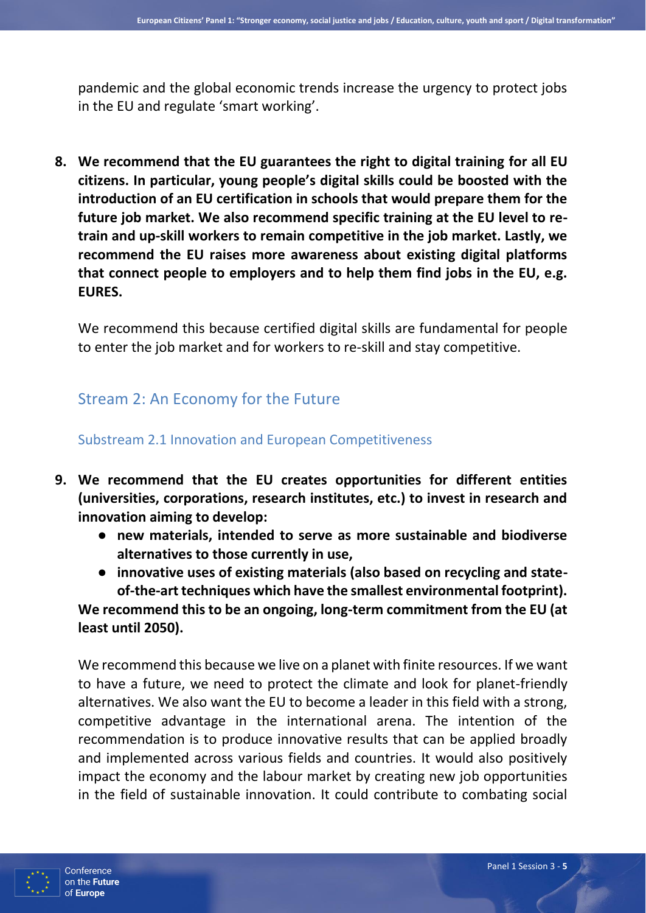pandemic and the global economic trends increase the urgency to protect jobs in the EU and regulate 'smart working'.

8. **We recommend that the EU guarantees the right to digital training for all EU citizens. In particular, young people's digital skills could be boosted with the introduction of an EU certification in schools that would prepare them for the future job market. We also recommend specific training at the EU level to re-train and up-skill workers to remain competitive in the job market. Lastly, we recommend the EU raises more awareness about existing digital platforms that connect people to employers and to help them find jobs in the EU, e.g. EURES.**

   We recommend this because certified digital skills are fundamental for people to enter the job market and for workers to re-skill and stay competitive.

## Stream 2: An Economy for the Future

### Substream 2.1 Innovation and European Competitiveness

9. **We recommend that the EU creates opportunities for different entities (universities, corporations, research institutes, etc.) to invest in research and innovation aiming to develop:**
   - **new materials, intended to serve as more sustainable and biodiverse alternatives to those currently in use,**
   - **innovative uses of existing materials (also based on recycling and state-of-the-art techniques which have the smallest environmental footprint).**

   **We recommend this to be an ongoing, long-term commitment from the EU (at least until 2050).**

   We recommend this because we live on a planet with finite resources. If we want to have a future, we need to protect the climate and look for planet-friendly alternatives. We also want the EU to become a leader in this field with a strong, competitive advantage in the international arena. The intention of the recommendation is to produce innovative results that can be applied broadly and implemented across various fields and countries. It would also positively impact the economy and the labour market by creating new job opportunities in the field of sustainable innovation. It could contribute to combating social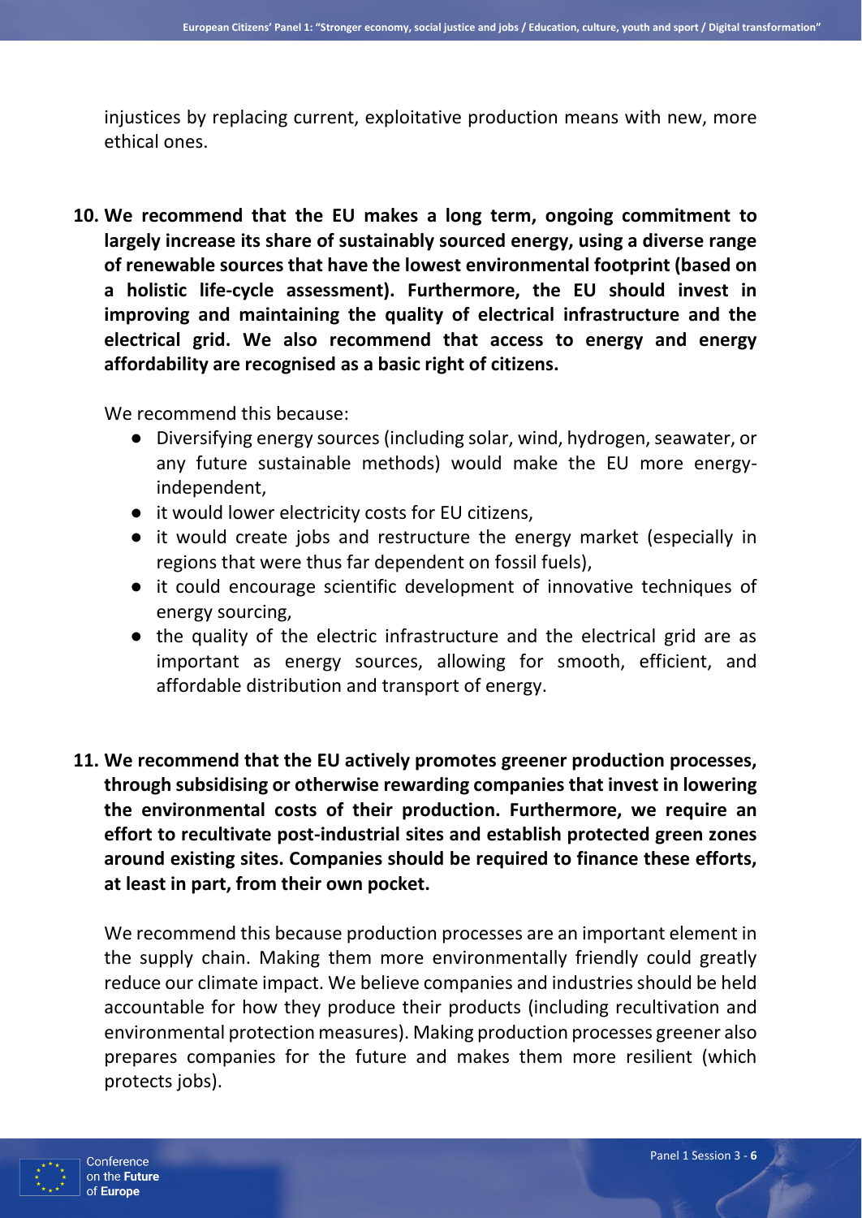injustices by replacing current, exploitative production means with new, more ethical ones.

10. **We recommend that the EU makes a long term, ongoing commitment to largely increase its share of sustainably sourced energy, using a diverse range of renewable sources that have the lowest environmental footprint (based on a holistic life-cycle assessment). Furthermore, the EU should invest in improving and maintaining the quality of electrical infrastructure and the electrical grid. We also recommend that access to energy and energy affordability are recognised as a basic right of citizens.**

    We recommend this because:

    - Diversifying energy sources (including solar, wind, hydrogen, seawater, or any future sustainable methods) would make the EU more energy-independent,
    - it would lower electricity costs for EU citizens,
    - it would create jobs and restructure the energy market (especially in regions that were thus far dependent on fossil fuels),
    - it could encourage scientific development of innovative techniques of energy sourcing,
    - the quality of the electric infrastructure and the electrical grid are as important as energy sources, allowing for smooth, efficient, and affordable distribution and transport of energy.

11. **We recommend that the EU actively promotes greener production processes, through subsidising or otherwise rewarding companies that invest in lowering the environmental costs of their production. Furthermore, we require an effort to recultivate post-industrial sites and establish protected green zones around existing sites. Companies should be required to finance these efforts, at least in part, from their own pocket.**

    We recommend this because production processes are an important element in the supply chain. Making them more environmentally friendly could greatly reduce our climate impact. We believe companies and industries should be held accountable for how they produce their products (including recultivation and environmental protection measures). Making production processes greener also prepares companies for the future and makes them more resilient (which protects jobs).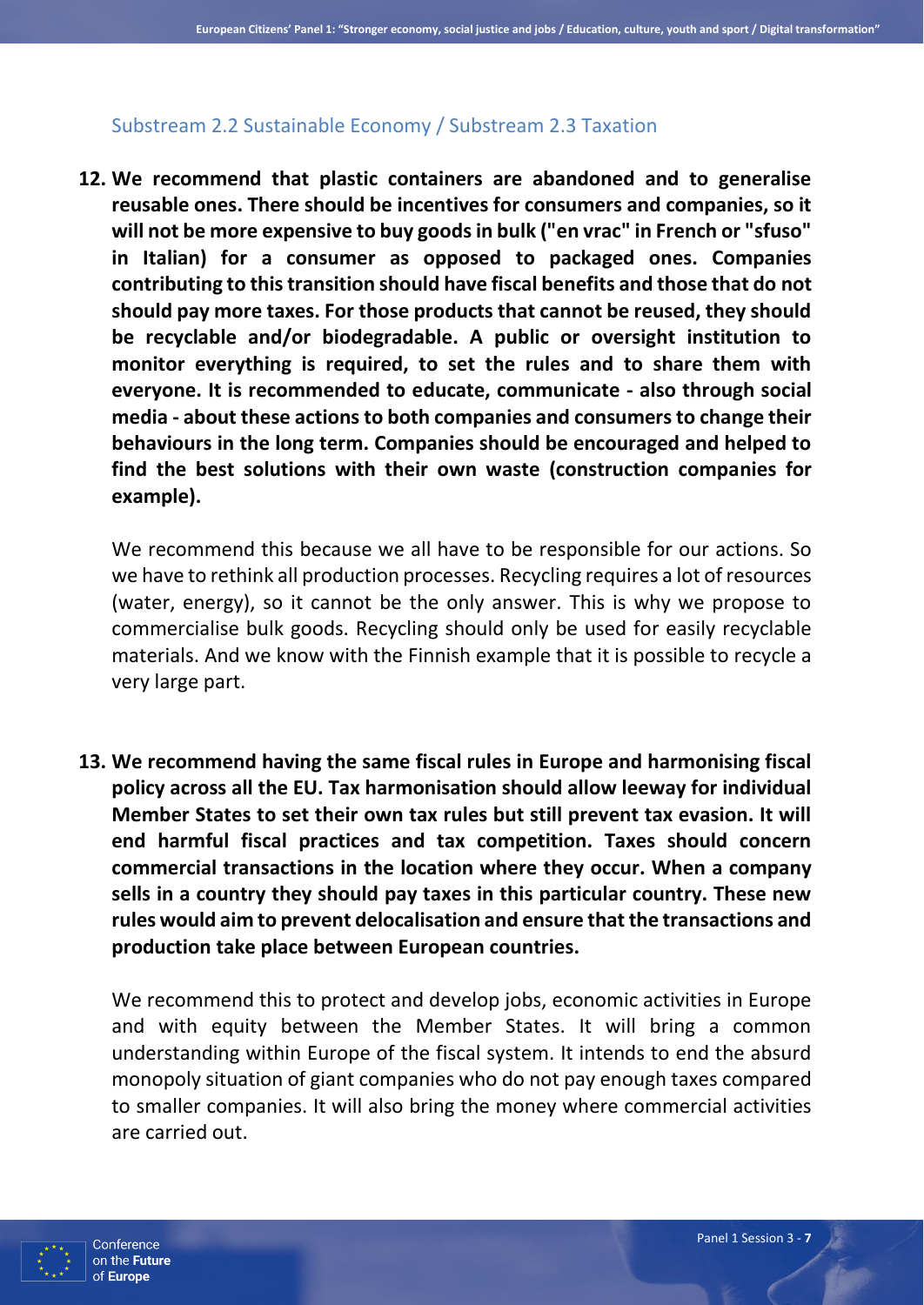### Substream 2.2 Sustainable Economy / Substream 2.3 Taxation

**12. We recommend that plastic containers are abandoned and to generalise reusable ones. There should be incentives for consumers and companies, so it will not be more expensive to buy goods in bulk ("en vrac" in French or "sfuso" in Italian) for a consumer as opposed to packaged ones. Companies contributing to this transition should have fiscal benefits and those that do not should pay more taxes. For those products that cannot be reused, they should be recyclable and/or biodegradable. A public or oversight institution to monitor everything is required, to set the rules and to share them with everyone. It is recommended to educate, communicate - also through social media - about these actions to both companies and consumers to change their behaviours in the long term. Companies should be encouraged and helped to find the best solutions with their own waste (construction companies for example).**

We recommend this because we all have to be responsible for our actions. So we have to rethink all production processes. Recycling requires a lot of resources (water, energy), so it cannot be the only answer. This is why we propose to commercialise bulk goods. Recycling should only be used for easily recyclable materials. And we know with the Finnish example that it is possible to recycle a very large part.

**13. We recommend having the same fiscal rules in Europe and harmonising fiscal policy across all the EU. Tax harmonisation should allow leeway for individual Member States to set their own tax rules but still prevent tax evasion. It will end harmful fiscal practices and tax competition. Taxes should concern commercial transactions in the location where they occur. When a company sells in a country they should pay taxes in this particular country. These new rules would aim to prevent delocalisation and ensure that the transactions and production take place between European countries.**

We recommend this to protect and develop jobs, economic activities in Europe and with equity between the Member States. It will bring a common understanding within Europe of the fiscal system. It intends to end the absurd monopoly situation of giant companies who do not pay enough taxes compared to smaller companies. It will also bring the money where commercial activities are carried out.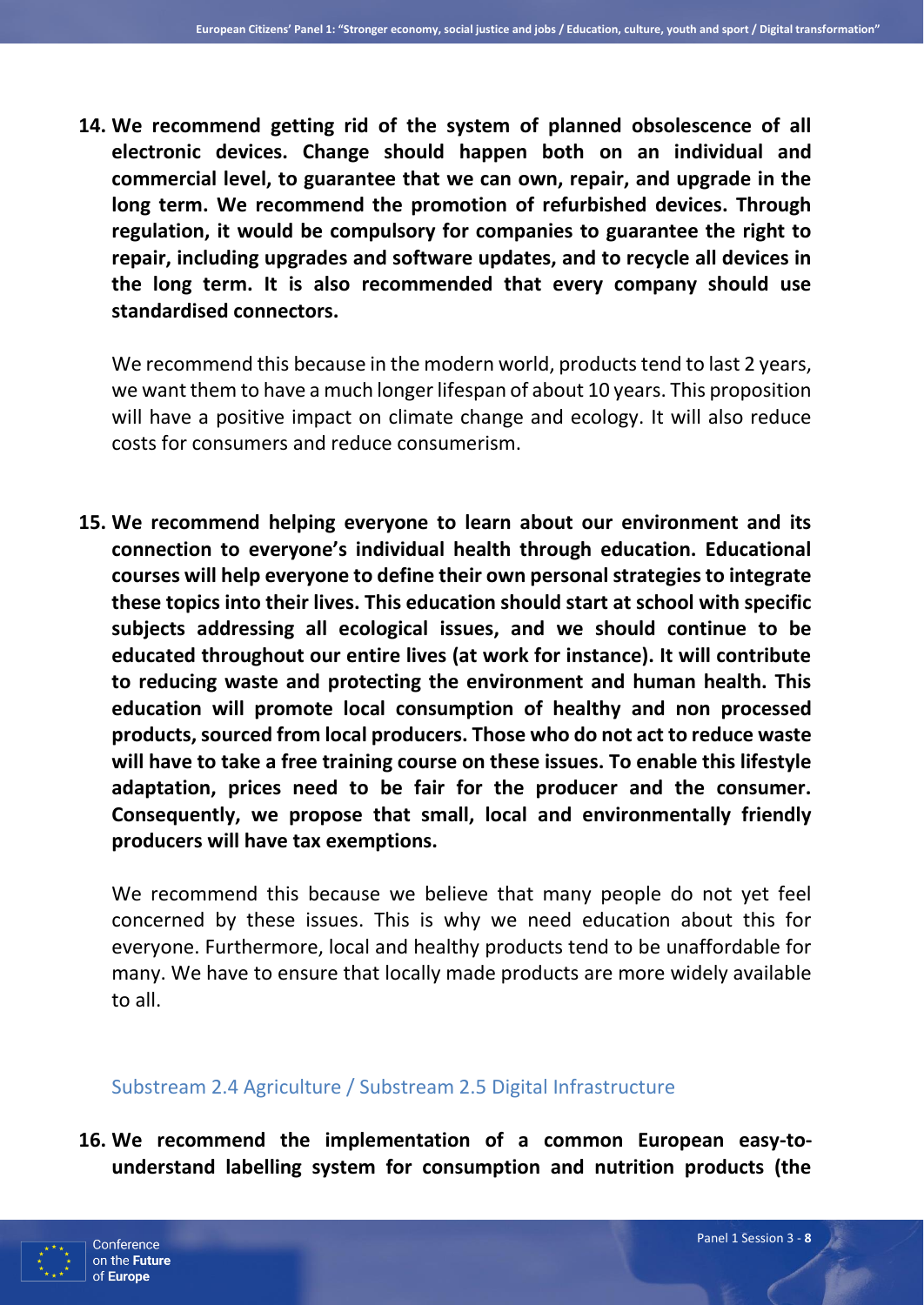14. **We recommend getting rid of the system of planned obsolescence of all electronic devices. Change should happen both on an individual and commercial level, to guarantee that we can own, repair, and upgrade in the long term. We recommend the promotion of refurbished devices. Through regulation, it would be compulsory for companies to guarantee the right to repair, including upgrades and software updates, and to recycle all devices in the long term. It is also recommended that every company should use standardised connectors.**

    We recommend this because in the modern world, products tend to last 2 years, we want them to have a much longer lifespan of about 10 years. This proposition will have a positive impact on climate change and ecology. It will also reduce costs for consumers and reduce consumerism.

15. **We recommend helping everyone to learn about our environment and its connection to everyone's individual health through education. Educational courses will help everyone to define their own personal strategies to integrate these topics into their lives. This education should start at school with specific subjects addressing all ecological issues, and we should continue to be educated throughout our entire lives (at work for instance). It will contribute to reducing waste and protecting the environment and human health. This education will promote local consumption of healthy and non processed products, sourced from local producers. Those who do not act to reduce waste will have to take a free training course on these issues. To enable this lifestyle adaptation, prices need to be fair for the producer and the consumer. Consequently, we propose that small, local and environmentally friendly producers will have tax exemptions.**

    We recommend this because we believe that many people do not yet feel concerned by these issues. This is why we need education about this for everyone. Furthermore, local and healthy products tend to be unaffordable for many. We have to ensure that locally made products are more widely available to all.

## Substream 2.4 Agriculture / Substream 2.5 Digital Infrastructure

16. **We recommend the implementation of a common European easy-to-understand labelling system for consumption and nutrition products (the**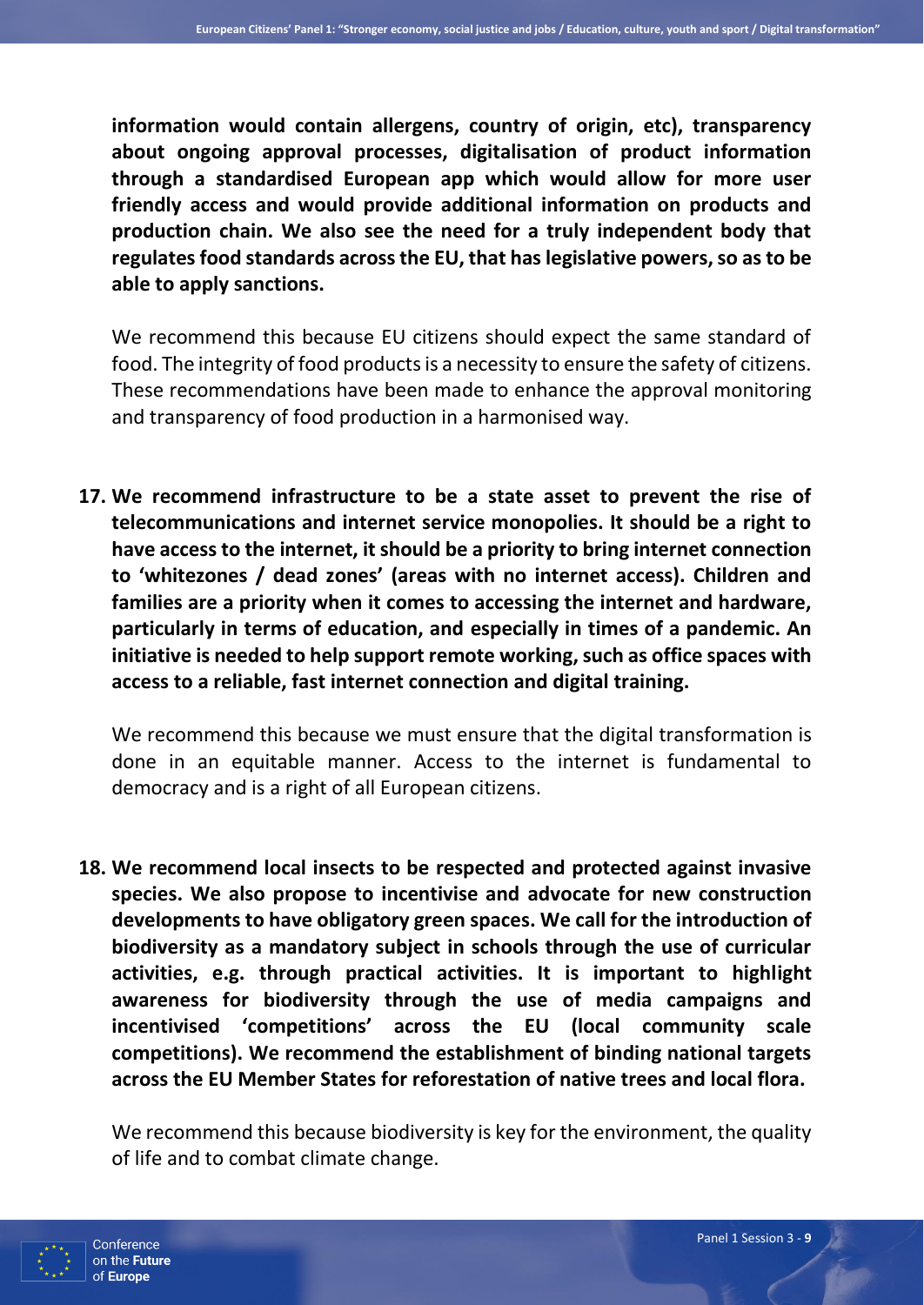**information would contain allergens, country of origin, etc), transparency about ongoing approval processes, digitalisation of product information through a standardised European app which would allow for more user friendly access and would provide additional information on products and production chain. We also see the need for a truly independent body that regulates food standards across the EU, that has legislative powers, so as to be able to apply sanctions.**

We recommend this because EU citizens should expect the same standard of food. The integrity of food products is a necessity to ensure the safety of citizens. These recommendations have been made to enhance the approval monitoring and transparency of food production in a harmonised way.

17. **We recommend infrastructure to be a state asset to prevent the rise of telecommunications and internet service monopolies. It should be a right to have access to the internet, it should be a priority to bring internet connection to 'whitezones / dead zones' (areas with no internet access). Children and families are a priority when it comes to accessing the internet and hardware, particularly in terms of education, and especially in times of a pandemic. An initiative is needed to help support remote working, such as office spaces with access to a reliable, fast internet connection and digital training.**

    We recommend this because we must ensure that the digital transformation is done in an equitable manner. Access to the internet is fundamental to democracy and is a right of all European citizens.

18. **We recommend local insects to be respected and protected against invasive species. We also propose to incentivise and advocate for new construction developments to have obligatory green spaces. We call for the introduction of biodiversity as a mandatory subject in schools through the use of curricular activities, e.g. through practical activities. It is important to highlight awareness for biodiversity through the use of media campaigns and incentivised 'competitions' across the EU (local community scale competitions). We recommend the establishment of binding national targets across the EU Member States for reforestation of native trees and local flora.**

    We recommend this because biodiversity is key for the environment, the quality of life and to combat climate change.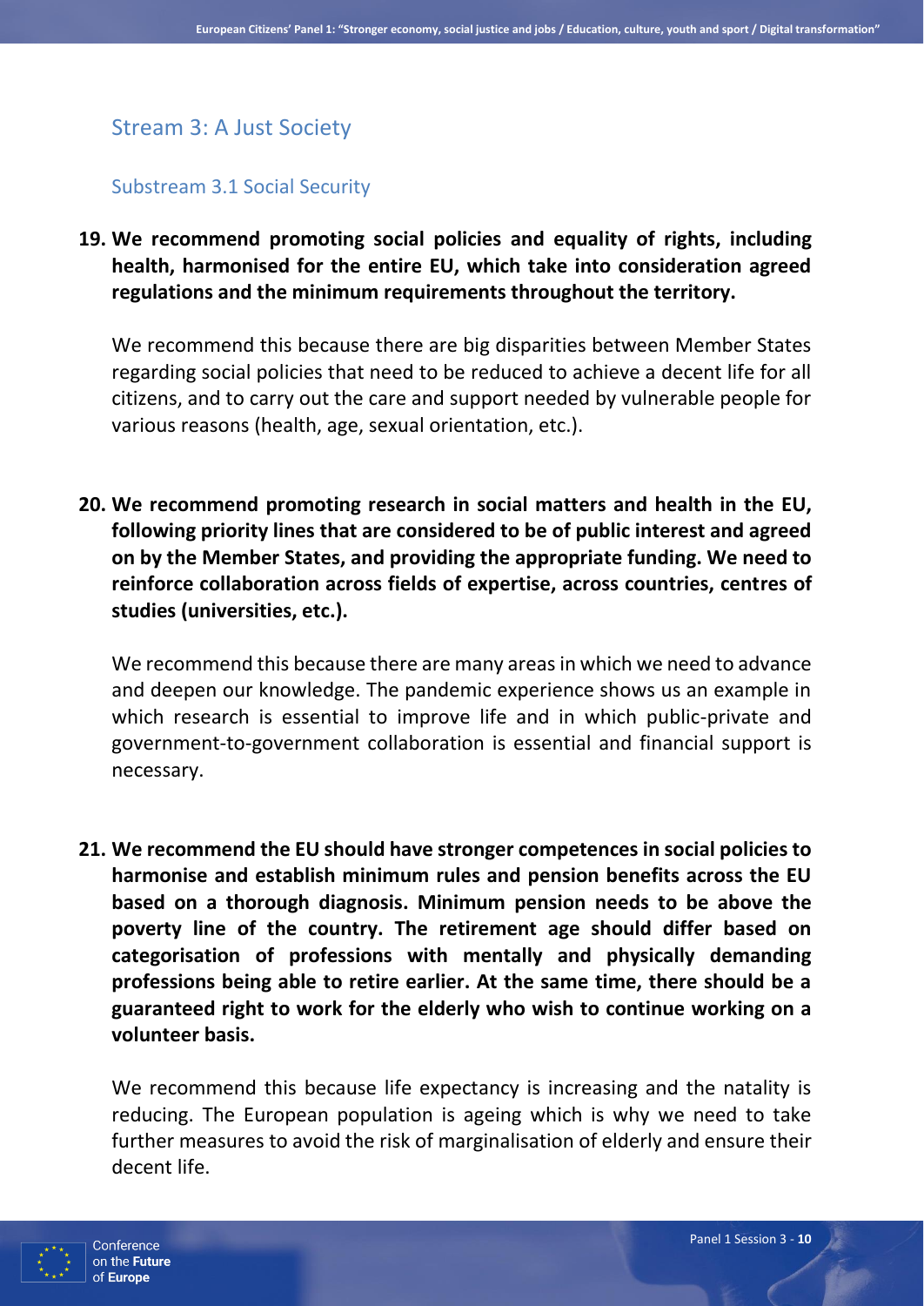## Stream 3: A Just Society

### Substream 3.1 Social Security

**19. We recommend promoting social policies and equality of rights, including health, harmonised for the entire EU, which take into consideration agreed regulations and the minimum requirements throughout the territory.**

We recommend this because there are big disparities between Member States regarding social policies that need to be reduced to achieve a decent life for all citizens, and to carry out the care and support needed by vulnerable people for various reasons (health, age, sexual orientation, etc.).

**20. We recommend promoting research in social matters and health in the EU, following priority lines that are considered to be of public interest and agreed on by the Member States, and providing the appropriate funding. We need to reinforce collaboration across fields of expertise, across countries, centres of studies (universities, etc.).**

We recommend this because there are many areas in which we need to advance and deepen our knowledge. The pandemic experience shows us an example in which research is essential to improve life and in which public-private and government-to-government collaboration is essential and financial support is necessary.

**21. We recommend the EU should have stronger competences in social policies to harmonise and establish minimum rules and pension benefits across the EU based on a thorough diagnosis. Minimum pension needs to be above the poverty line of the country. The retirement age should differ based on categorisation of professions with mentally and physically demanding professions being able to retire earlier. At the same time, there should be a guaranteed right to work for the elderly who wish to continue working on a volunteer basis.**

We recommend this because life expectancy is increasing and the natality is reducing. The European population is ageing which is why we need to take further measures to avoid the risk of marginalisation of elderly and ensure their decent life.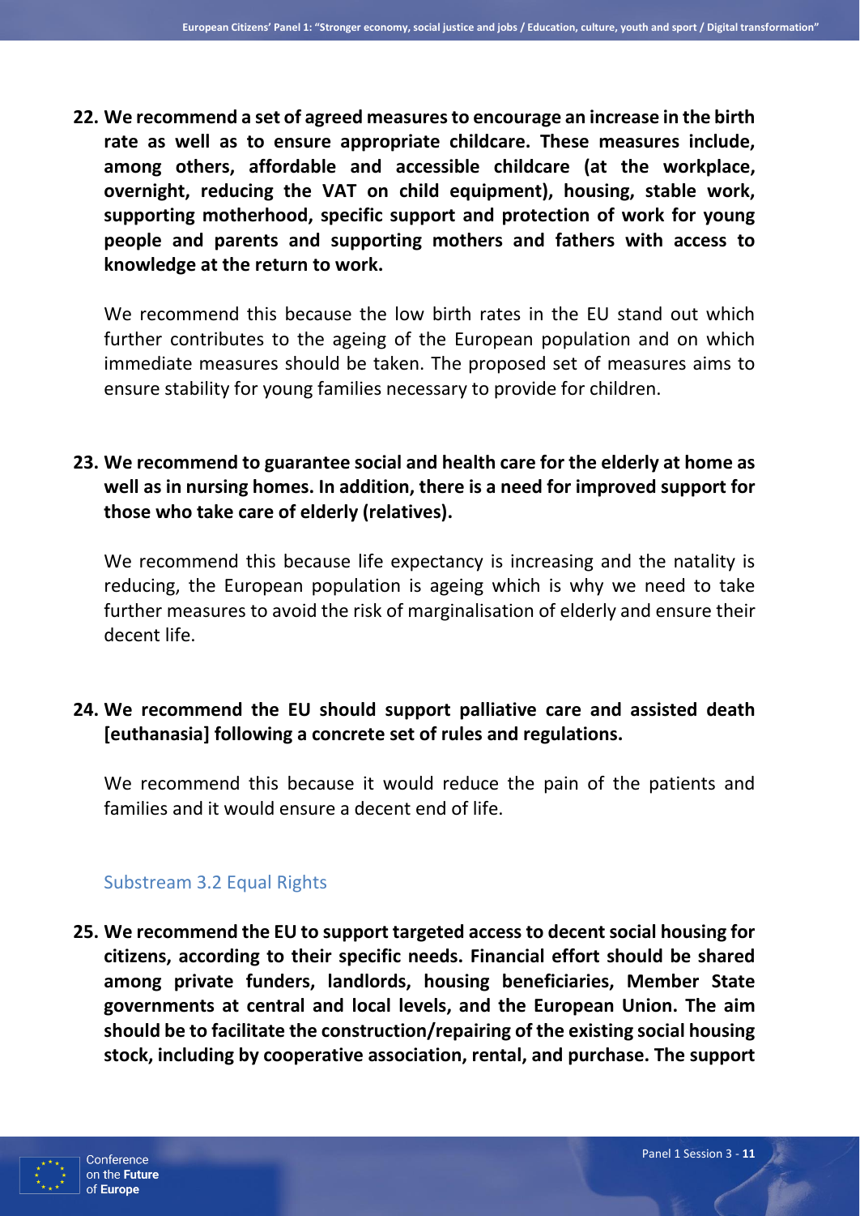**22. We recommend a set of agreed measures to encourage an increase in the birth rate as well as to ensure appropriate childcare. These measures include, among others, affordable and accessible childcare (at the workplace, overnight, reducing the VAT on child equipment), housing, stable work, supporting motherhood, specific support and protection of work for young people and parents and supporting mothers and fathers with access to knowledge at the return to work.**

We recommend this because the low birth rates in the EU stand out which further contributes to the ageing of the European population and on which immediate measures should be taken. The proposed set of measures aims to ensure stability for young families necessary to provide for children.

**23. We recommend to guarantee social and health care for the elderly at home as well as in nursing homes. In addition, there is a need for improved support for those who take care of elderly (relatives).**

We recommend this because life expectancy is increasing and the natality is reducing, the European population is ageing which is why we need to take further measures to avoid the risk of marginalisation of elderly and ensure their decent life.

**24. We recommend the EU should support palliative care and assisted death [euthanasia] following a concrete set of rules and regulations.**

We recommend this because it would reduce the pain of the patients and families and it would ensure a decent end of life.

### Substream 3.2 Equal Rights

**25. We recommend the EU to support targeted access to decent social housing for citizens, according to their specific needs. Financial effort should be shared among private funders, landlords, housing beneficiaries, Member State governments at central and local levels, and the European Union. The aim should be to facilitate the construction/repairing of the existing social housing stock, including by cooperative association, rental, and purchase. The support**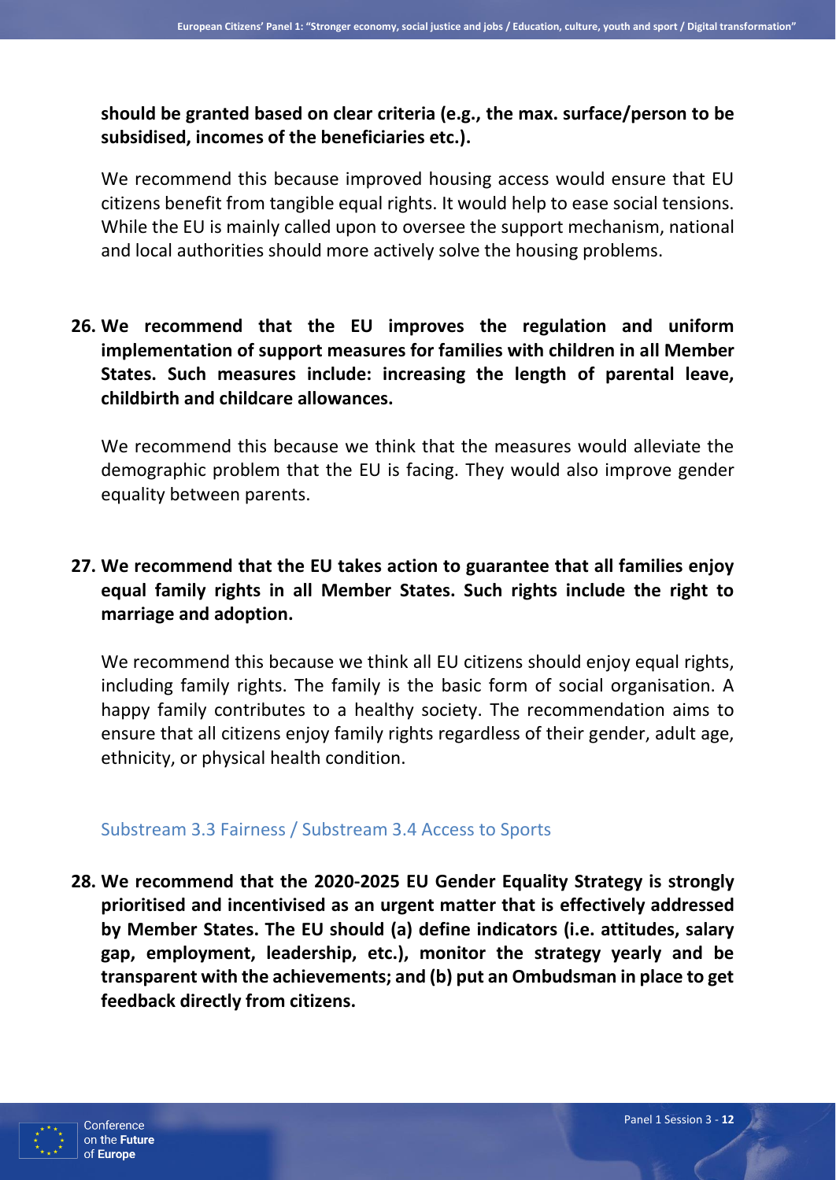**should be granted based on clear criteria (e.g., the max. surface/person to be subsidised, incomes of the beneficiaries etc.).**

We recommend this because improved housing access would ensure that EU citizens benefit from tangible equal rights. It would help to ease social tensions. While the EU is mainly called upon to oversee the support mechanism, national and local authorities should more actively solve the housing problems.

26. **We recommend that the EU improves the regulation and uniform implementation of support measures for families with children in all Member States. Such measures include: increasing the length of parental leave, childbirth and childcare allowances.**

    We recommend this because we think that the measures would alleviate the demographic problem that the EU is facing. They would also improve gender equality between parents.

27. **We recommend that the EU takes action to guarantee that all families enjoy equal family rights in all Member States. Such rights include the right to marriage and adoption.**

    We recommend this because we think all EU citizens should enjoy equal rights, including family rights. The family is the basic form of social organisation. A happy family contributes to a healthy society. The recommendation aims to ensure that all citizens enjoy family rights regardless of their gender, adult age, ethnicity, or physical health condition.

### Substream 3.3 Fairness / Substream 3.4 Access to Sports

28. **We recommend that the 2020-2025 EU Gender Equality Strategy is strongly prioritised and incentivised as an urgent matter that is effectively addressed by Member States. The EU should (a) define indicators (i.e. attitudes, salary gap, employment, leadership, etc.), monitor the strategy yearly and be transparent with the achievements; and (b) put an Ombudsman in place to get feedback directly from citizens.**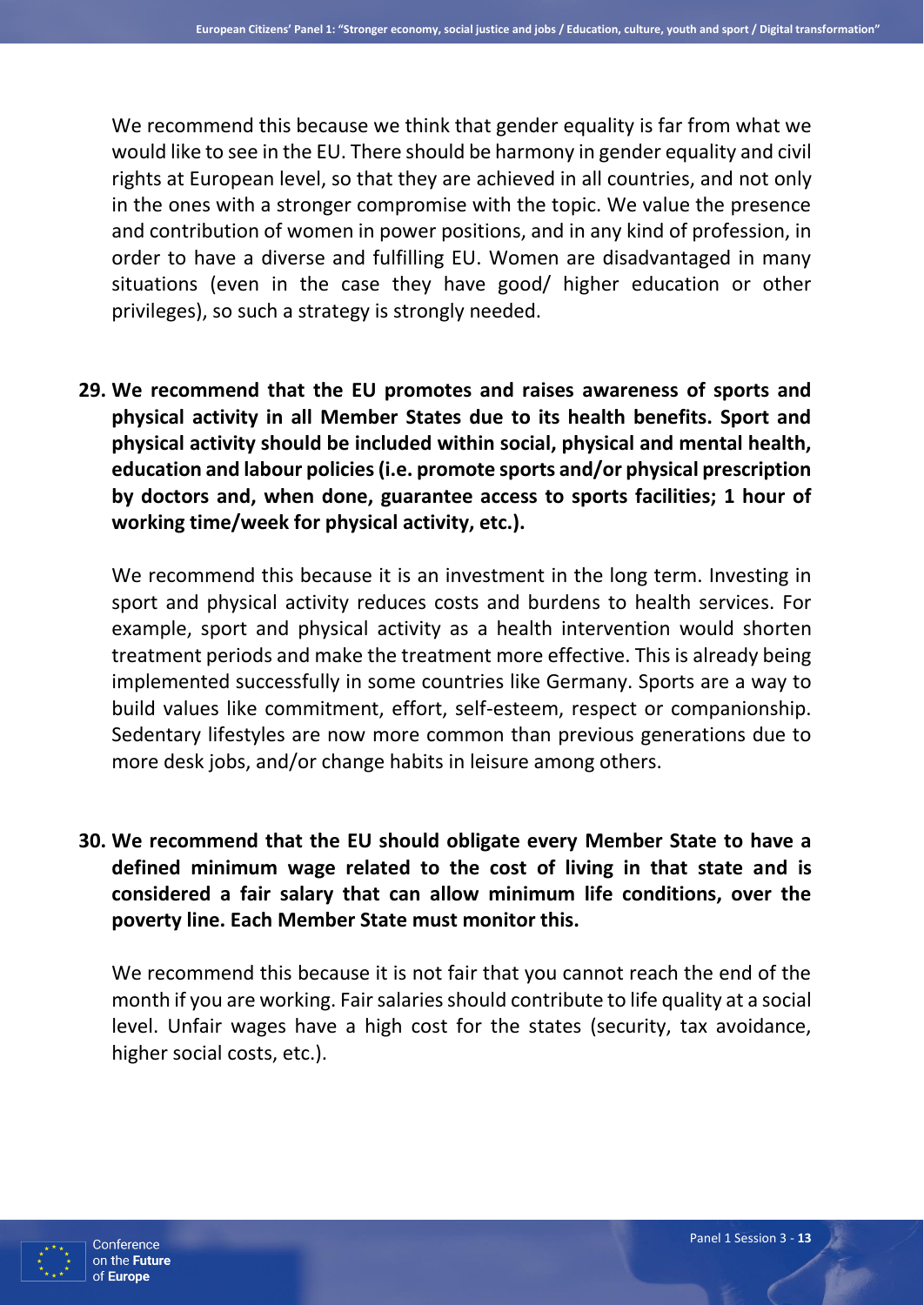We recommend this because we think that gender equality is far from what we would like to see in the EU. There should be harmony in gender equality and civil rights at European level, so that they are achieved in all countries, and not only in the ones with a stronger compromise with the topic. We value the presence and contribution of women in power positions, and in any kind of profession, in order to have a diverse and fulfilling EU. Women are disadvantaged in many situations (even in the case they have good/ higher education or other privileges), so such a strategy is strongly needed.

**29. We recommend that the EU promotes and raises awareness of sports and physical activity in all Member States due to its health benefits. Sport and physical activity should be included within social, physical and mental health, education and labour policies (i.e. promote sports and/or physical prescription by doctors and, when done, guarantee access to sports facilities; 1 hour of working time/week for physical activity, etc.).**

We recommend this because it is an investment in the long term. Investing in sport and physical activity reduces costs and burdens to health services. For example, sport and physical activity as a health intervention would shorten treatment periods and make the treatment more effective. This is already being implemented successfully in some countries like Germany. Sports are a way to build values like commitment, effort, self-esteem, respect or companionship. Sedentary lifestyles are now more common than previous generations due to more desk jobs, and/or change habits in leisure among others.

**30. We recommend that the EU should obligate every Member State to have a defined minimum wage related to the cost of living in that state and is considered a fair salary that can allow minimum life conditions, over the poverty line. Each Member State must monitor this.**

We recommend this because it is not fair that you cannot reach the end of the month if you are working. Fair salaries should contribute to life quality at a social level. Unfair wages have a high cost for the states (security, tax avoidance, higher social costs, etc.).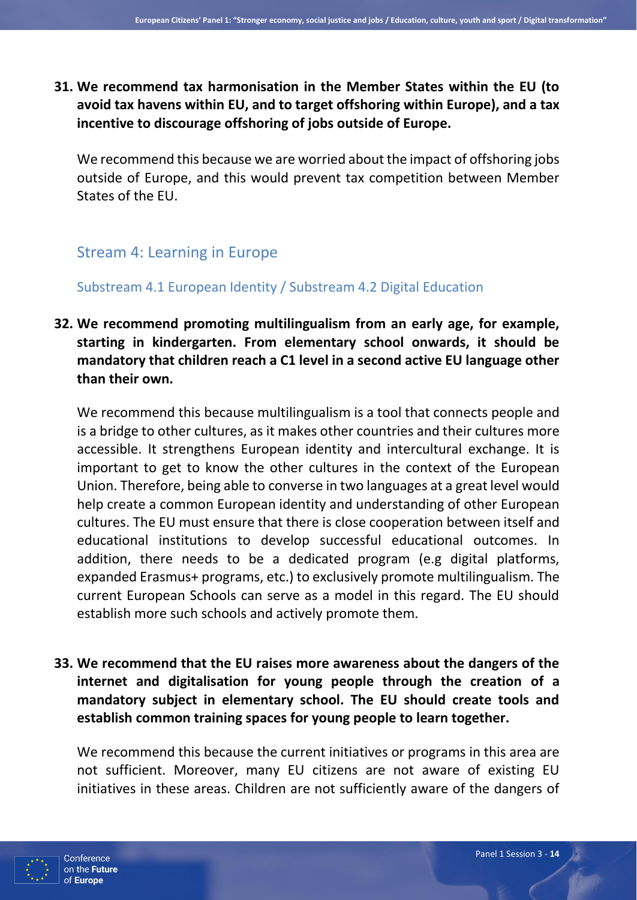**31. We recommend tax harmonisation in the Member States within the EU (to avoid tax havens within EU, and to target offshoring within Europe), and a tax incentive to discourage offshoring of jobs outside of Europe.**

We recommend this because we are worried about the impact of offshoring jobs outside of Europe, and this would prevent tax competition between Member States of the EU.

## Stream 4: Learning in Europe

### Substream 4.1 European Identity / Substream 4.2 Digital Education

**32. We recommend promoting multilingualism from an early age, for example, starting in kindergarten. From elementary school onwards, it should be mandatory that children reach a C1 level in a second active EU language other than their own.**

We recommend this because multilingualism is a tool that connects people and is a bridge to other cultures, as it makes other countries and their cultures more accessible. It strengthens European identity and intercultural exchange. It is important to get to know the other cultures in the context of the European Union. Therefore, being able to converse in two languages at a great level would help create a common European identity and understanding of other European cultures. The EU must ensure that there is close cooperation between itself and educational institutions to develop successful educational outcomes. In addition, there needs to be a dedicated program (e.g digital platforms, expanded Erasmus+ programs, etc.) to exclusively promote multilingualism. The current European Schools can serve as a model in this regard. The EU should establish more such schools and actively promote them.

**33. We recommend that the EU raises more awareness about the dangers of the internet and digitalisation for young people through the creation of a mandatory subject in elementary school. The EU should create tools and establish common training spaces for young people to learn together.**

We recommend this because the current initiatives or programs in this area are not sufficient. Moreover, many EU citizens are not aware of existing EU initiatives in these areas. Children are not sufficiently aware of the dangers of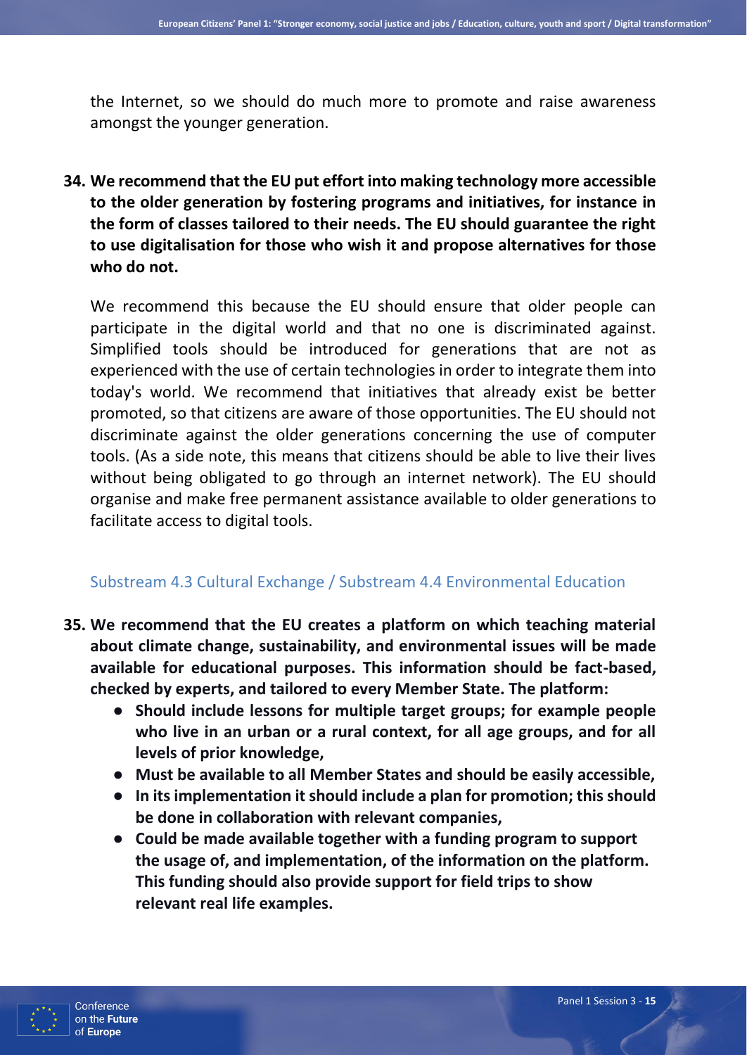the Internet, so we should do much more to promote and raise awareness amongst the younger generation.

**34. We recommend that the EU put effort into making technology more accessible to the older generation by fostering programs and initiatives, for instance in the form of classes tailored to their needs. The EU should guarantee the right to use digitalisation for those who wish it and propose alternatives for those who do not.**

We recommend this because the EU should ensure that older people can participate in the digital world and that no one is discriminated against. Simplified tools should be introduced for generations that are not as experienced with the use of certain technologies in order to integrate them into today's world. We recommend that initiatives that already exist be better promoted, so that citizens are aware of those opportunities. The EU should not discriminate against the older generations concerning the use of computer tools. (As a side note, this means that citizens should be able to live their lives without being obligated to go through an internet network). The EU should organise and make free permanent assistance available to older generations to facilitate access to digital tools.

### Substream 4.3 Cultural Exchange / Substream 4.4 Environmental Education

**35. We recommend that the EU creates a platform on which teaching material about climate change, sustainability, and environmental issues will be made available for educational purposes. This information should be fact-based, checked by experts, and tailored to every Member State. The platform:**

- **Should include lessons for multiple target groups; for example people who live in an urban or a rural context, for all age groups, and for all levels of prior knowledge,**
- **Must be available to all Member States and should be easily accessible,**
- **In its implementation it should include a plan for promotion; this should be done in collaboration with relevant companies,**
- **Could be made available together with a funding program to support the usage of, and implementation, of the information on the platform. This funding should also provide support for field trips to show relevant real life examples.**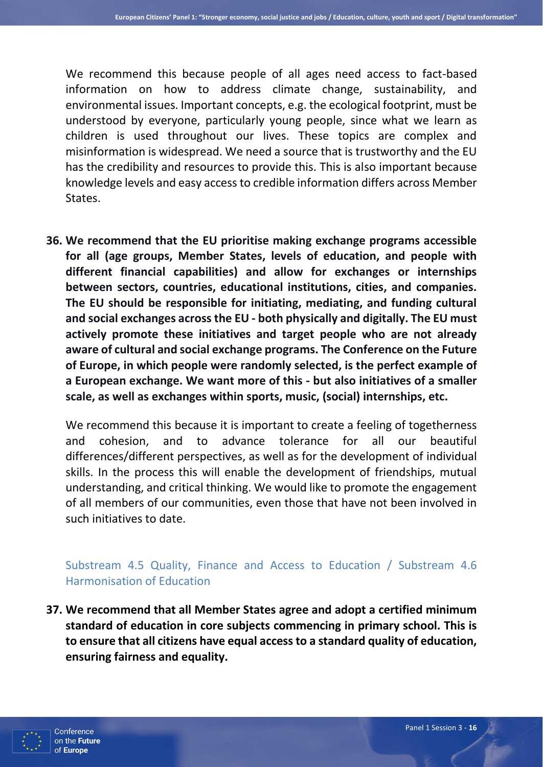We recommend this because people of all ages need access to fact-based information on how to address climate change, sustainability, and environmental issues. Important concepts, e.g. the ecological footprint, must be understood by everyone, particularly young people, since what we learn as children is used throughout our lives. These topics are complex and misinformation is widespread. We need a source that is trustworthy and the EU has the credibility and resources to provide this. This is also important because knowledge levels and easy access to credible information differs across Member States.

**36. We recommend that the EU prioritise making exchange programs accessible for all (age groups, Member States, levels of education, and people with different financial capabilities) and allow for exchanges or internships between sectors, countries, educational institutions, cities, and companies. The EU should be responsible for initiating, mediating, and funding cultural and social exchanges across the EU - both physically and digitally. The EU must actively promote these initiatives and target people who are not already aware of cultural and social exchange programs. The Conference on the Future of Europe, in which people were randomly selected, is the perfect example of a European exchange. We want more of this - but also initiatives of a smaller scale, as well as exchanges within sports, music, (social) internships, etc.**

We recommend this because it is important to create a feeling of togetherness and cohesion, and to advance tolerance for all our beautiful differences/different perspectives, as well as for the development of individual skills. In the process this will enable the development of friendships, mutual understanding, and critical thinking. We would like to promote the engagement of all members of our communities, even those that have not been involved in such initiatives to date.

### Substream 4.5 Quality, Finance and Access to Education / Substream 4.6 Harmonisation of Education

**37. We recommend that all Member States agree and adopt a certified minimum standard of education in core subjects commencing in primary school. This is to ensure that all citizens have equal access to a standard quality of education, ensuring fairness and equality.**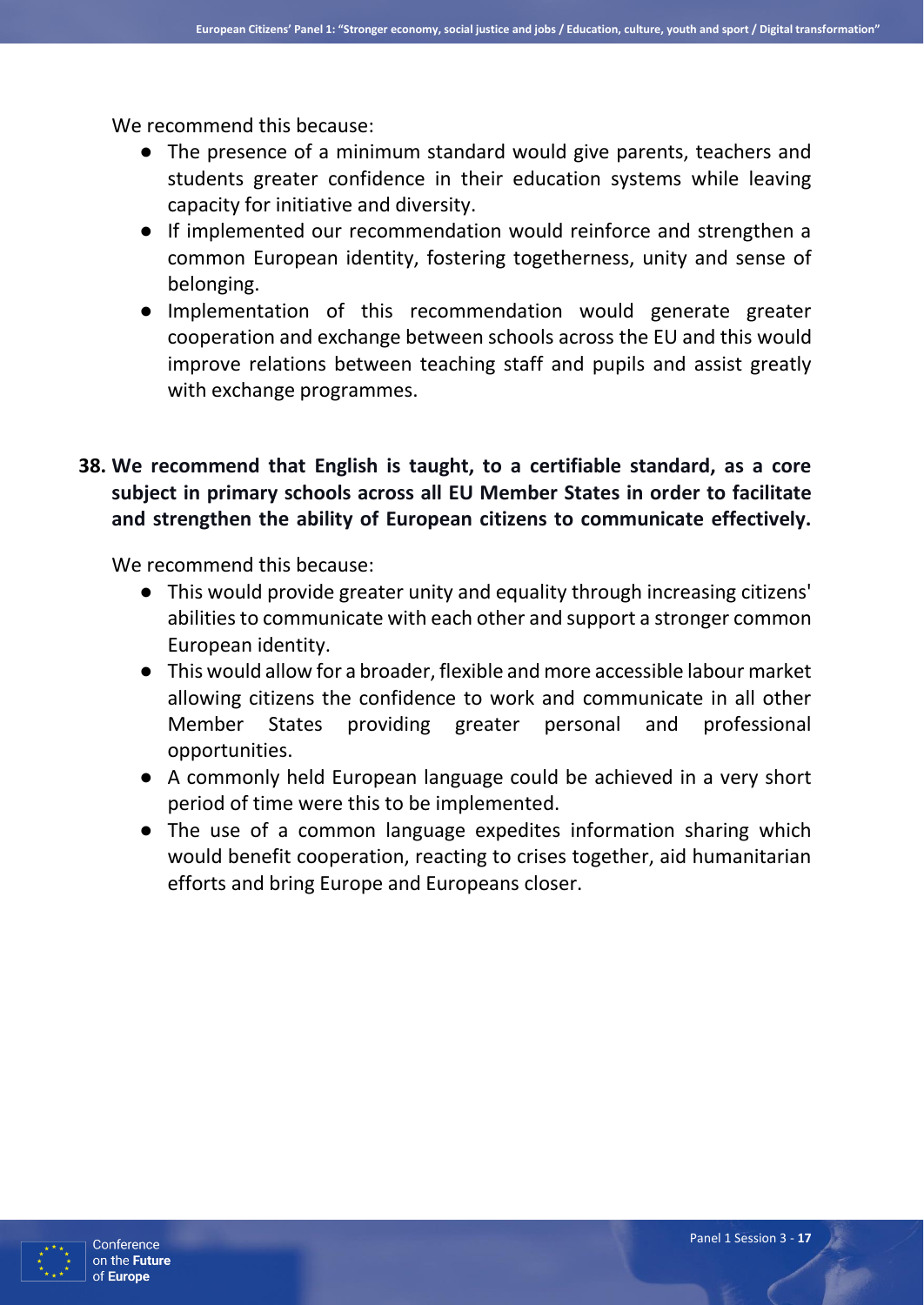We recommend this because:

- The presence of a minimum standard would give parents, teachers and students greater confidence in their education systems while leaving capacity for initiative and diversity.
- If implemented our recommendation would reinforce and strengthen a common European identity, fostering togetherness, unity and sense of belonging.
- Implementation of this recommendation would generate greater cooperation and exchange between schools across the EU and this would improve relations between teaching staff and pupils and assist greatly with exchange programmes.

**38. We recommend that English is taught, to a certifiable standard, as a core subject in primary schools across all EU Member States in order to facilitate and strengthen the ability of European citizens to communicate effectively.**

We recommend this because:

- This would provide greater unity and equality through increasing citizens' abilities to communicate with each other and support a stronger common European identity.
- This would allow for a broader, flexible and more accessible labour market allowing citizens the confidence to work and communicate in all other Member States providing greater personal and professional opportunities.
- A commonly held European language could be achieved in a very short period of time were this to be implemented.
- The use of a common language expedites information sharing which would benefit cooperation, reacting to crises together, aid humanitarian efforts and bring Europe and Europeans closer.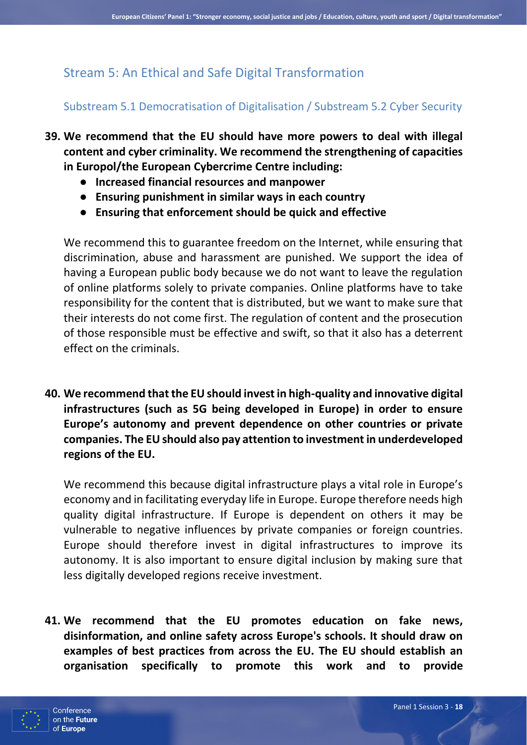## Stream 5: An Ethical and Safe Digital Transformation

### Substream 5.1 Democratisation of Digitalisation / Substream 5.2 Cyber Security

**39. We recommend that the EU should have more powers to deal with illegal content and cyber criminality. We recommend the strengthening of capacities in Europol/the European Cybercrime Centre including:**

- **Increased financial resources and manpower**
- **Ensuring punishment in similar ways in each country**
- **Ensuring that enforcement should be quick and effective**

We recommend this to guarantee freedom on the Internet, while ensuring that discrimination, abuse and harassment are punished. We support the idea of having a European public body because we do not want to leave the regulation of online platforms solely to private companies. Online platforms have to take responsibility for the content that is distributed, but we want to make sure that their interests do not come first. The regulation of content and the prosecution of those responsible must be effective and swift, so that it also has a deterrent effect on the criminals.

**40. We recommend that the EU should invest in high-quality and innovative digital infrastructures (such as 5G being developed in Europe) in order to ensure Europe's autonomy and prevent dependence on other countries or private companies. The EU should also pay attention to investment in underdeveloped regions of the EU.**

We recommend this because digital infrastructure plays a vital role in Europe's economy and in facilitating everyday life in Europe. Europe therefore needs high quality digital infrastructure. If Europe is dependent on others it may be vulnerable to negative influences by private companies or foreign countries. Europe should therefore invest in digital infrastructures to improve its autonomy. It is also important to ensure digital inclusion by making sure that less digitally developed regions receive investment.

**41. We recommend that the EU promotes education on fake news, disinformation, and online safety across Europe's schools. It should draw on examples of best practices from across the EU. The EU should establish an organisation specifically to promote this work and to provide**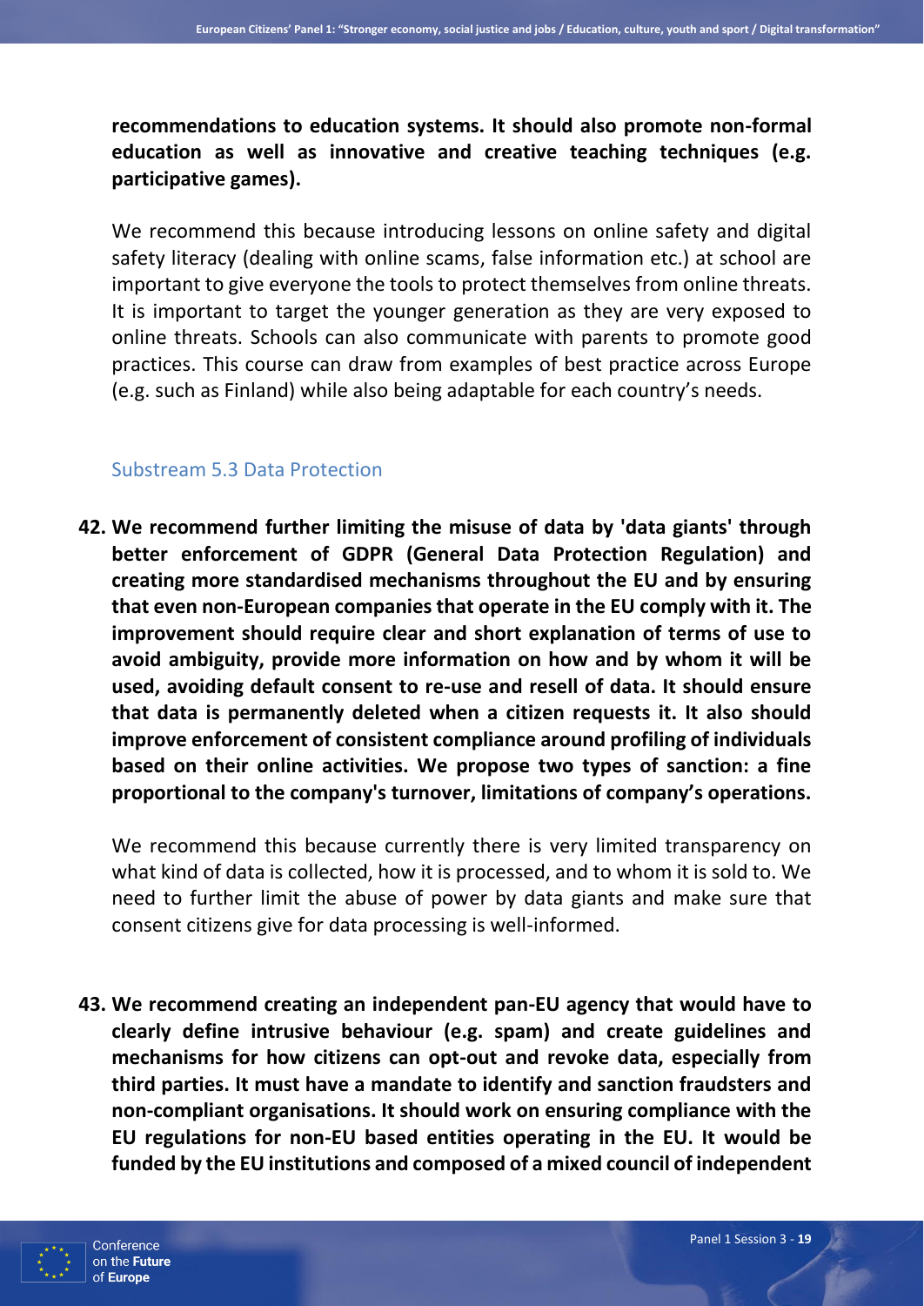**recommendations to education systems. It should also promote non-formal education as well as innovative and creative teaching techniques (e.g. participative games).**

We recommend this because introducing lessons on online safety and digital safety literacy (dealing with online scams, false information etc.) at school are important to give everyone the tools to protect themselves from online threats. It is important to target the younger generation as they are very exposed to online threats. Schools can also communicate with parents to promote good practices. This course can draw from examples of best practice across Europe (e.g. such as Finland) while also being adaptable for each country's needs.

### Substream 5.3 Data Protection

**42. We recommend further limiting the misuse of data by 'data giants' through better enforcement of GDPR (General Data Protection Regulation) and creating more standardised mechanisms throughout the EU and by ensuring that even non-European companies that operate in the EU comply with it. The improvement should require clear and short explanation of terms of use to avoid ambiguity, provide more information on how and by whom it will be used, avoiding default consent to re-use and resell of data. It should ensure that data is permanently deleted when a citizen requests it. It also should improve enforcement of consistent compliance around profiling of individuals based on their online activities. We propose two types of sanction: a fine proportional to the company's turnover, limitations of company's operations.**

We recommend this because currently there is very limited transparency on what kind of data is collected, how it is processed, and to whom it is sold to. We need to further limit the abuse of power by data giants and make sure that consent citizens give for data processing is well-informed.

**43. We recommend creating an independent pan-EU agency that would have to clearly define intrusive behaviour (e.g. spam) and create guidelines and mechanisms for how citizens can opt-out and revoke data, especially from third parties. It must have a mandate to identify and sanction fraudsters and non-compliant organisations. It should work on ensuring compliance with the EU regulations for non-EU based entities operating in the EU. It would be funded by the EU institutions and composed of a mixed council of independent**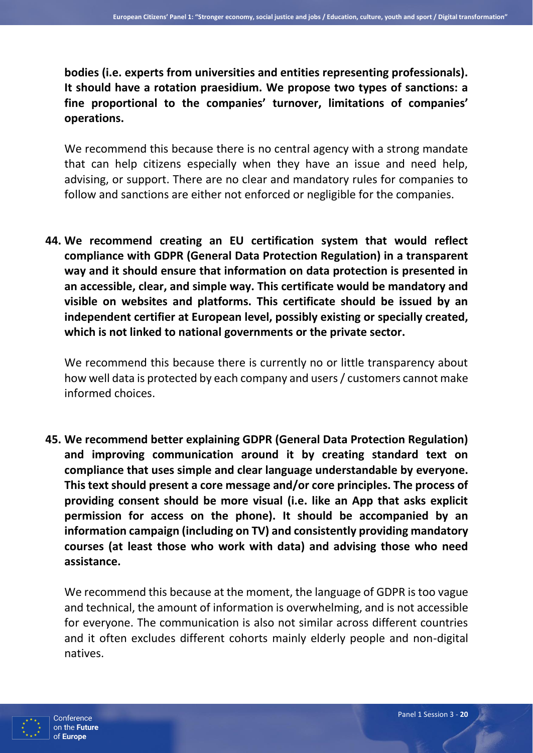**bodies (i.e. experts from universities and entities representing professionals). It should have a rotation praesidium. We propose two types of sanctions: a fine proportional to the companies' turnover, limitations of companies' operations.**

We recommend this because there is no central agency with a strong mandate that can help citizens especially when they have an issue and need help, advising, or support. There are no clear and mandatory rules for companies to follow and sanctions are either not enforced or negligible for the companies.

44. **We recommend creating an EU certification system that would reflect compliance with GDPR (General Data Protection Regulation) in a transparent way and it should ensure that information on data protection is presented in an accessible, clear, and simple way. This certificate would be mandatory and visible on websites and platforms. This certificate should be issued by an independent certifier at European level, possibly existing or specially created, which is not linked to national governments or the private sector.**

    We recommend this because there is currently no or little transparency about how well data is protected by each company and users / customers cannot make informed choices.

45. **We recommend better explaining GDPR (General Data Protection Regulation) and improving communication around it by creating standard text on compliance that uses simple and clear language understandable by everyone. This text should present a core message and/or core principles. The process of providing consent should be more visual (i.e. like an App that asks explicit permission for access on the phone). It should be accompanied by an information campaign (including on TV) and consistently providing mandatory courses (at least those who work with data) and advising those who need assistance.**

    We recommend this because at the moment, the language of GDPR is too vague and technical, the amount of information is overwhelming, and is not accessible for everyone. The communication is also not similar across different countries and it often excludes different cohorts mainly elderly people and non-digital natives.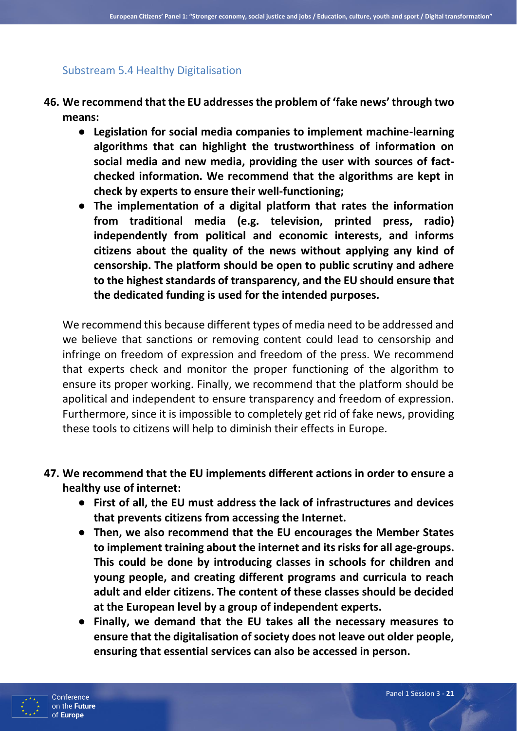### Substream 5.4 Healthy Digitalisation

**46. We recommend that the EU addresses the problem of 'fake news' through two means:**

- **Legislation for social media companies to implement machine-learning algorithms that can highlight the trustworthiness of information on social media and new media, providing the user with sources of fact-checked information. We recommend that the algorithms are kept in check by experts to ensure their well-functioning;**
- **The implementation of a digital platform that rates the information from traditional media (e.g. television, printed press, radio) independently from political and economic interests, and informs citizens about the quality of the news without applying any kind of censorship. The platform should be open to public scrutiny and adhere to the highest standards of transparency, and the EU should ensure that the dedicated funding is used for the intended purposes.**

We recommend this because different types of media need to be addressed and we believe that sanctions or removing content could lead to censorship and infringe on freedom of expression and freedom of the press. We recommend that experts check and monitor the proper functioning of the algorithm to ensure its proper working. Finally, we recommend that the platform should be apolitical and independent to ensure transparency and freedom of expression. Furthermore, since it is impossible to completely get rid of fake news, providing these tools to citizens will help to diminish their effects in Europe.

**47. We recommend that the EU implements different actions in order to ensure a healthy use of internet:**

- **First of all, the EU must address the lack of infrastructures and devices that prevents citizens from accessing the Internet.**
- **Then, we also recommend that the EU encourages the Member States to implement training about the internet and its risks for all age-groups. This could be done by introducing classes in schools for children and young people, and creating different programs and curricula to reach adult and elder citizens. The content of these classes should be decided at the European level by a group of independent experts.**
- **Finally, we demand that the EU takes all the necessary measures to ensure that the digitalisation of society does not leave out older people, ensuring that essential services can also be accessed in person.**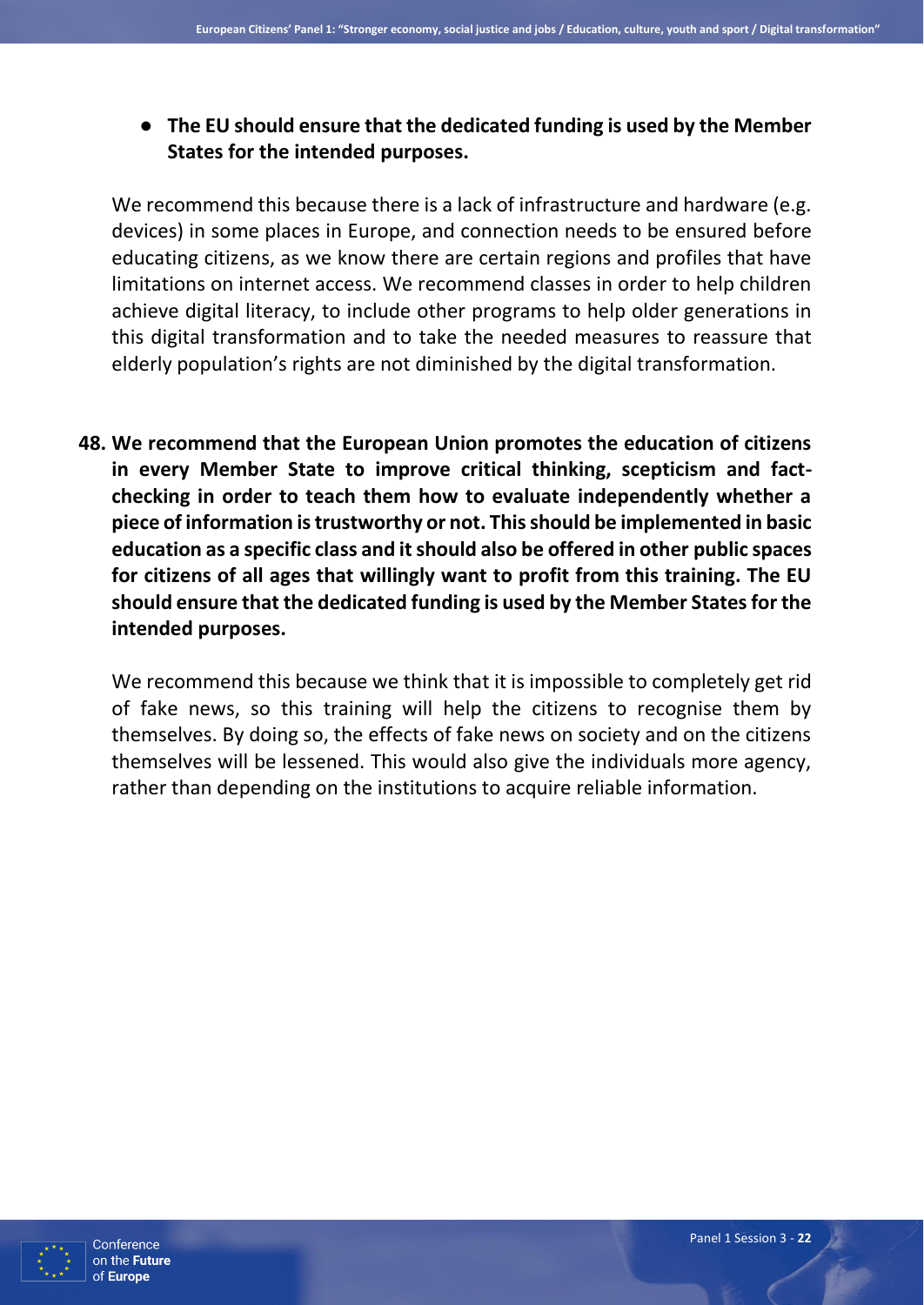- **The EU should ensure that the dedicated funding is used by the Member States for the intended purposes.**

We recommend this because there is a lack of infrastructure and hardware (e.g. devices) in some places in Europe, and connection needs to be ensured before educating citizens, as we know there are certain regions and profiles that have limitations on internet access. We recommend classes in order to help children achieve digital literacy, to include other programs to help older generations in this digital transformation and to take the needed measures to reassure that elderly population's rights are not diminished by the digital transformation.

48. **We recommend that the European Union promotes the education of citizens in every Member State to improve critical thinking, scepticism and fact-checking in order to teach them how to evaluate independently whether a piece of information is trustworthy or not. This should be implemented in basic education as a specific class and it should also be offered in other public spaces for citizens of all ages that willingly want to profit from this training. The EU should ensure that the dedicated funding is used by the Member States for the intended purposes.**

    We recommend this because we think that it is impossible to completely get rid of fake news, so this training will help the citizens to recognise them by themselves. By doing so, the effects of fake news on society and on the citizens themselves will be lessened. This would also give the individuals more agency, rather than depending on the institutions to acquire reliable information.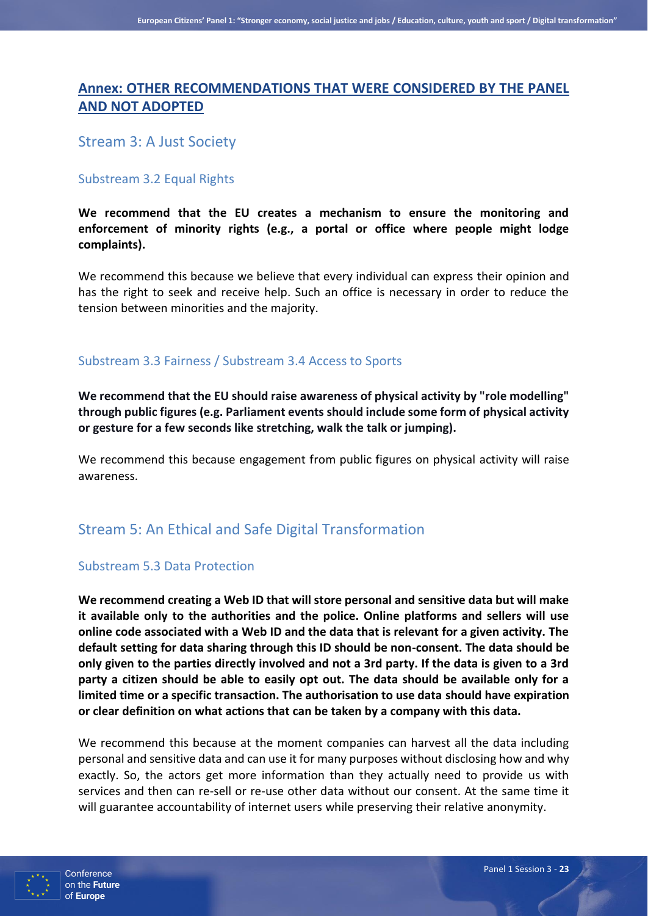## Annex: OTHER RECOMMENDATIONS THAT WERE CONSIDERED BY THE PANEL AND NOT ADOPTED

### Stream 3: A Just Society

#### Substream 3.2 Equal Rights

**We recommend that the EU creates a mechanism to ensure the monitoring and enforcement of minority rights (e.g., a portal or office where people might lodge complaints).**

We recommend this because we believe that every individual can express their opinion and has the right to seek and receive help. Such an office is necessary in order to reduce the tension between minorities and the majority.

#### Substream 3.3 Fairness / Substream 3.4 Access to Sports

**We recommend that the EU should raise awareness of physical activity by "role modelling" through public figures (e.g. Parliament events should include some form of physical activity or gesture for a few seconds like stretching, walk the talk or jumping).**

We recommend this because engagement from public figures on physical activity will raise awareness.

### Stream 5: An Ethical and Safe Digital Transformation

#### Substream 5.3 Data Protection

**We recommend creating a Web ID that will store personal and sensitive data but will make it available only to the authorities and the police. Online platforms and sellers will use online code associated with a Web ID and the data that is relevant for a given activity. The default setting for data sharing through this ID should be non-consent. The data should be only given to the parties directly involved and not a 3rd party. If the data is given to a 3rd party a citizen should be able to easily opt out. The data should be available only for a limited time or a specific transaction. The authorisation to use data should have expiration or clear definition on what actions that can be taken by a company with this data.**

We recommend this because at the moment companies can harvest all the data including personal and sensitive data and can use it for many purposes without disclosing how and why exactly. So, the actors get more information than they actually need to provide us with services and then can re-sell or re-use other data without our consent. At the same time it will guarantee accountability of internet users while preserving their relative anonymity.